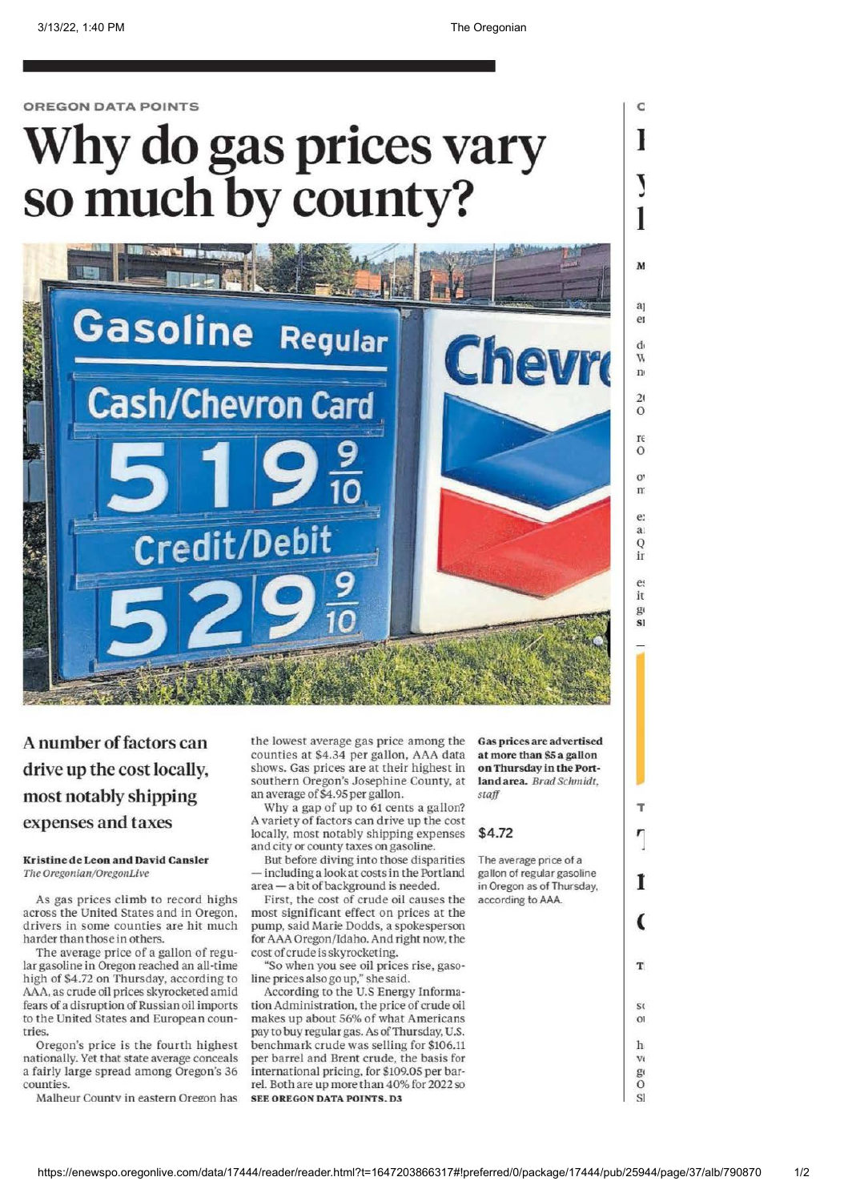OREGON DATA POINTS

# Why do gas prices vary so much by county?

Gas prices are advertised at more than $5 a gallon on Thursday in the Portland area. *Brad Schmidt, staff*

## A number of factors can drive up the cost locally, most notably shipping expenses and taxes

**Kristine de Leon and David Cansler**
*The Oregonian/OregonLive*

As gas prices climb to record highs across the United States and in Oregon, drivers in some counties are hit much harder than those in others.

The average price of a gallon of regular gasoline in Oregon reached an all-time high of $4.72 on Thursday, according to AAA, as crude oil prices skyrocketed amid fears of a disruption of Russian oil imports to the United States and European countries.

Oregon's price is the fourth highest nationally. Yet that state average conceals a fairly large spread among Oregon's 36 counties.

Malheur County in eastern Oregon has the lowest average gas price among the counties at $4.34 per gallon, AAA data shows. Gas prices are at their highest in southern Oregon's Josephine County, at an average of $4.95 per gallon.

Why a gap of up to 61 cents a gallon? A variety of factors can drive up the cost locally, most notably shipping expenses and city or county taxes on gasoline.

But before diving into those disparities — including a look at costs in the Portland area — a bit of background is needed.

First, the cost of crude oil causes the most significant effect on prices at the pump, said Marie Dodds, a spokesperson for AAA Oregon/Idaho. And right now, the cost of crude is skyrocketing.

"So when you see oil prices rise, gasoline prices also go up," she said.

According to the U.S Energy Information Administration, the price of crude oil makes up about 56% of what Americans pay to buy regular gas. As of Thursday, U.S. benchmark crude was selling for $106.11 per barrel and Brent crude, the basis for international pricing, for $109.05 per barrel. Both are up more than 40% for 2022 so

**SEE OREGON DATA POINTS, D3**

**$4.72**

The average price of a gallon of regular gasoline in Oregon as of Thursday, according to AAA.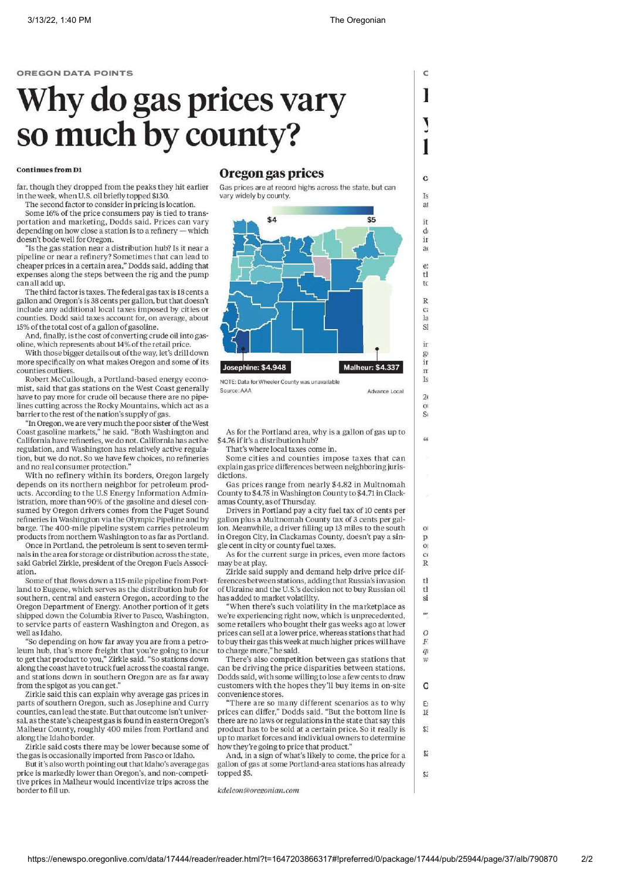OREGON DATA POINTS

# Why do gas prices vary so much by county?

**Continues from D1**

far, though they dropped from the peaks they hit earlier in the week, when U.S. oil briefly topped $130.

The second factor to consider in pricing is location.

Some 16% of the price consumers pay is tied to transportation and marketing, Dodds said. Prices can vary depending on how close a station is to a refinery — which doesn't bode well for Oregon.

"Is the gas station near a distribution hub? Is it near a pipeline or near a refinery? Sometimes that can lead to cheaper prices in a certain area," Dodds said, adding that expenses along the steps between the rig and the pump can all add up.

The third factor is taxes. The federal gas tax is 18 cents a gallon and Oregon's is 38 cents per gallon, but that doesn't include any additional local taxes imposed by cities or counties. Dodd said taxes account for, on average, about 15% of the total cost of a gallon of gasoline.

And, finally, is the cost of converting crude oil into gasoline, which represents about 14% of the retail price.

With those bigger details out of the way, let's drill down more specifically on what makes Oregon and some of its counties outliers.

Robert McCullough, a Portland-based energy economist, said that gas stations on the West Coast generally have to pay more for crude oil because there are no pipelines cutting across the Rocky Mountains, which act as a barrier to the rest of the nation's supply of gas.

"In Oregon, we are very much the poor sister of the West Coast gasoline markets," he said. "Both Washington and California have refineries, we do not. California has active regulation, and Washington has relatively active regulation, but we do not. So we have few choices, no refineries and no real consumer protection."

With no refinery within its borders, Oregon largely depends on its northern neighbor for petroleum products. According to the U.S Energy Information Administration, more than 90% of the gasoline and diesel consumed by Oregon drivers comes from the Puget Sound refineries in Washington via the Olympic Pipeline and by barge. The 400-mile pipeline system carries petroleum products from northern Washington to as far as Portland.

Once in Portland, the petroleum is sent to seven terminals in the area for storage or distribution across the state, said Gabriel Zirkle, president of the Oregon Fuels Association.

Some of that flows down a 115-mile pipeline from Portland to Eugene, which serves as the distribution hub for southern, central and eastern Oregon, according to the Oregon Department of Energy. Another portion of it gets shipped down the Columbia River to Pasco, Washington, to service parts of eastern Washington and Oregon, as well as Idaho.

"So depending on how far away you are from a petroleum hub, that's more freight that you're going to incur to get that product to you," Zirkle said. "So stations down along the coast have to truck fuel across the coastal range, and stations down in southern Oregon are as far away from the spigot as you can get."

Zirkle said this can explain why average gas prices in parts of southern Oregon, such as Josephine and Curry counties, can lead the state. But that outcome isn't universal, as the state's cheapest gas is found in eastern Oregon's Malheur County, roughly 400 miles from Portland and along the Idaho border.

Zirkle said costs there may be lower because some of the gas is occasionally imported from Pasco or Idaho.

But it's also worth pointing out that Idaho's average gas price is markedly lower than Oregon's, and non-competitive prices in Malheur would incentivize trips across the border to fill up.

## Oregon gas prices

Gas prices are at record highs across the state, but can vary widely by county.

$4
$5

Josephine: $4.948
Malheur: $4.337

NOTE: Data for Wheeler County was unavailable

Source: AAA

Advance Local

As for the Portland area, why is a gallon of gas up to $4.76 if it's a distribution hub?

That's where local taxes come in.

Some cities and counties impose taxes that can explain gas price differences between neighboring jurisdictions.

Gas prices range from nearly $4.82 in Multnomah County to $4.75 in Washington County to $4.71 in Clackamas County, as of Thursday.

Drivers in Portland pay a city fuel tax of 10 cents per gallon plus a Multnomah County tax of 3 cents per gallon. Meanwhile, a driver filling up 13 miles to the south in Oregon City, in Clackamas County, doesn't pay a single cent in city or county fuel taxes.

As for the current surge in prices, even more factors may be at play.

Zirkle said supply and demand help drive price differences between stations, adding that Russia's invasion of Ukraine and the U.S.'s decision not to buy Russian oil has added to market volatility.

"When there's such volatility in the marketplace as we're experiencing right now, which is unprecedented, some retailers who bought their gas weeks ago at lower prices can sell at a lower price, whereas stations that had to buy their gas this week at much higher prices will have to charge more," he said.

There's also competition between gas stations that can be driving the price disparities between stations, Dodds said, with some willing to lose a few cents to draw customers with the hopes they'll buy items in on-site convenience stores.

"There are so many different scenarios as to why prices can differ," Dodds said. "But the bottom line is there are no laws or regulations in the state that say this product has to be sold at a certain price. So it really is up to market forces and individual owners to determine how they're going to price that product."

And, in a sign of what's likely to come, the price for a gallon of gas at some Portland-area stations has already topped $5.

*kdeleon@oregonian.com*